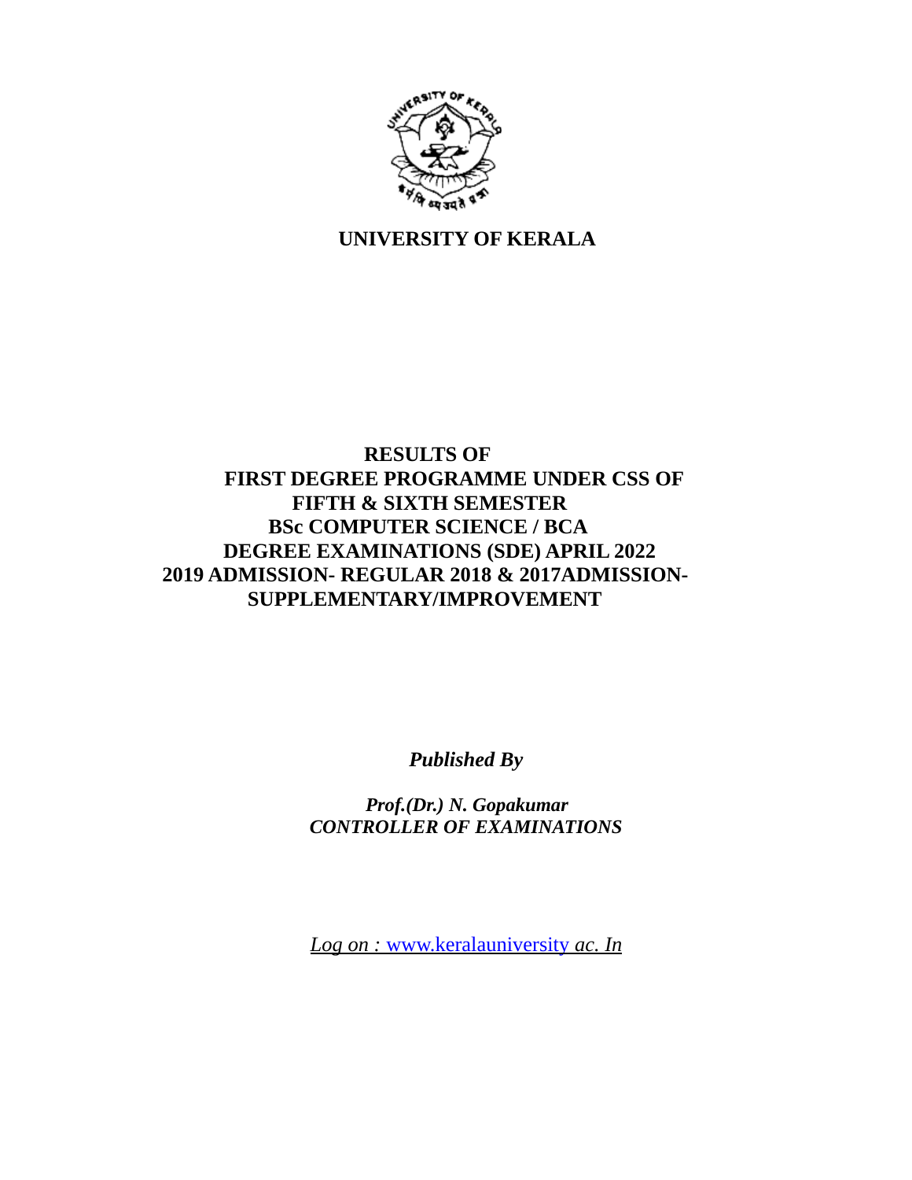# UNIVERSITY OF KERALA

## RESULTS OF
## FIRST DEGREE PROGRAMME UNDER CSS OF
## FIFTH & SIXTH SEMESTER
## BSc COMPUTER SCIENCE / BCA
## DEGREE EXAMINATIONS (SDE) APRIL 2022
## 2019 ADMISSION- REGULAR 2018 & 2017ADMISSION-SUPPLEMENTARY/IMPROVEMENT

***Published By***

***Prof.(Dr.) N. Gopakumar***
***CONTROLLER OF EXAMINATIONS***

*Log on :* www.keralauniversity *ac. In*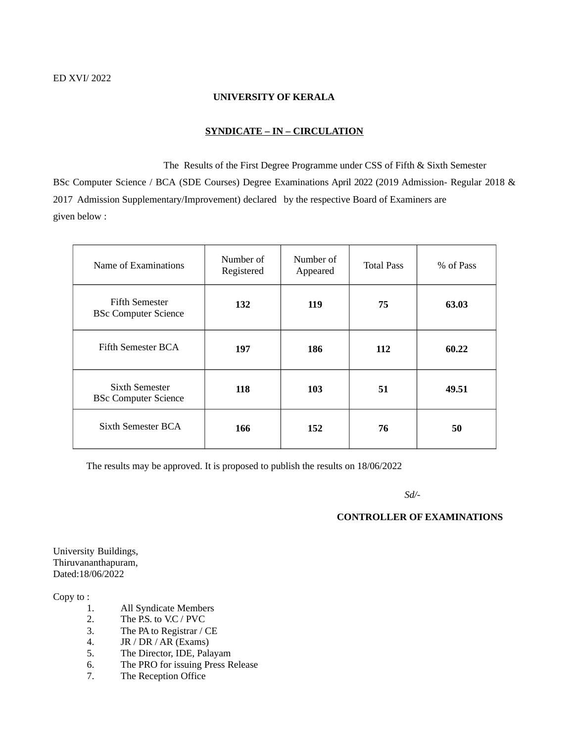ED XVI/ 2022

**UNIVERSITY OF KERALA**

**<u>SYNDICATE – IN – CIRCULATION</u>**

The Results of the First Degree Programme under CSS of Fifth & Sixth Semester BSc Computer Science / BCA (SDE Courses) Degree Examinations April 2022 (2019 Admission- Regular 2018 & 2017 Admission Supplementary/Improvement) declared by the respective Board of Examiners are given below :

| Name of Examinations | Number of Registered | Number of Appeared | Total Pass | % of Pass |
|---|---|---|---|---|
| Fifth Semester BSc Computer Science | **132** | **119** | **75** | **63.03** |
| Fifth Semester BCA | **197** | **186** | **112** | **60.22** |
| Sixth Semester BSc Computer Science | **118** | **103** | **51** | **49.51** |
| Sixth Semester BCA | **166** | **152** | **76** | **50** |

The results may be approved. It is proposed to publish the results on 18/06/2022

*Sd/-*

**CONTROLLER OF EXAMINATIONS**

University Buildings,
Thiruvananthapuram,
Dated:18/06/2022

Copy to :

1. All Syndicate Members
2. The P.S. to V.C / PVC
3. The PA to Registrar / CE
4. JR / DR / AR (Exams)
5. The Director, IDE, Palayam
6. The PRO for issuing Press Release
7. The Reception Office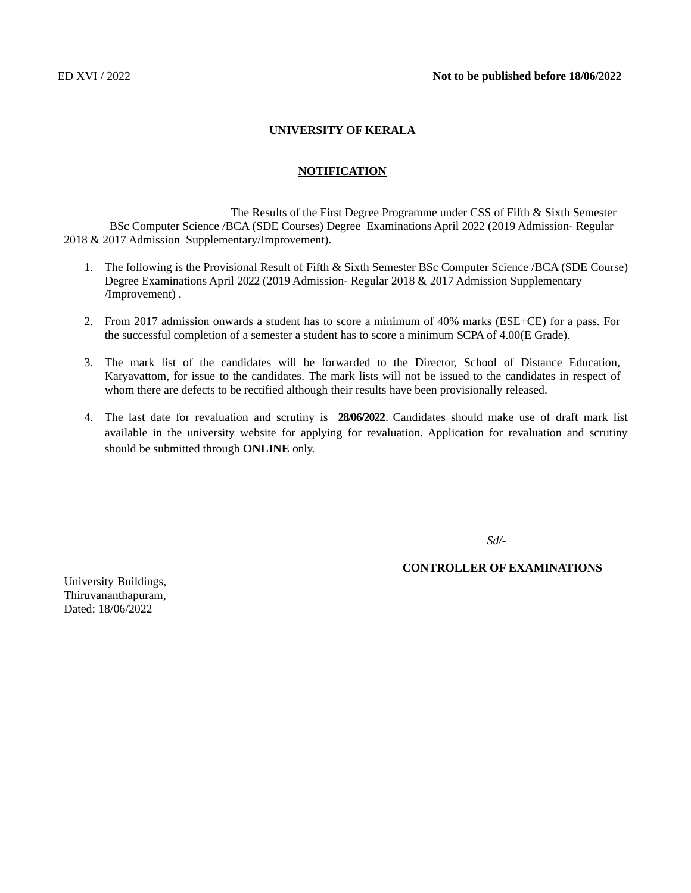ED XVI / 2022 **Not to be published before 18/06/2022**

**UNIVERSITY OF KERALA**

**NOTIFICATION**

The Results of the First Degree Programme under CSS of Fifth & Sixth Semester BSc Computer Science /BCA (SDE Courses) Degree Examinations April 2022 (2019 Admission- Regular 2018 & 2017 Admission Supplementary/Improvement).

1. The following is the Provisional Result of Fifth & Sixth Semester BSc Computer Science /BCA (SDE Course) Degree Examinations April 2022 (2019 Admission- Regular 2018 & 2017 Admission Supplementary /Improvement) .

2. From 2017 admission onwards a student has to score a minimum of 40% marks (ESE+CE) for a pass. For the successful completion of a semester a student has to score a minimum SCPA of 4.00(E Grade).

3. The mark list of the candidates will be forwarded to the Director, School of Distance Education, Karyavattom, for issue to the candidates. The mark lists will not be issued to the candidates in respect of whom there are defects to be rectified although their results have been provisionally released.

4. The last date for revaluation and scrutiny is **28/06/2022**. Candidates should make use of draft mark list available in the university website for applying for revaluation. Application for revaluation and scrutiny should be submitted through **ONLINE** only.

*Sd/-*

**CONTROLLER OF EXAMINATIONS**

University Buildings,
Thiruvananthapuram,
Dated: 18/06/2022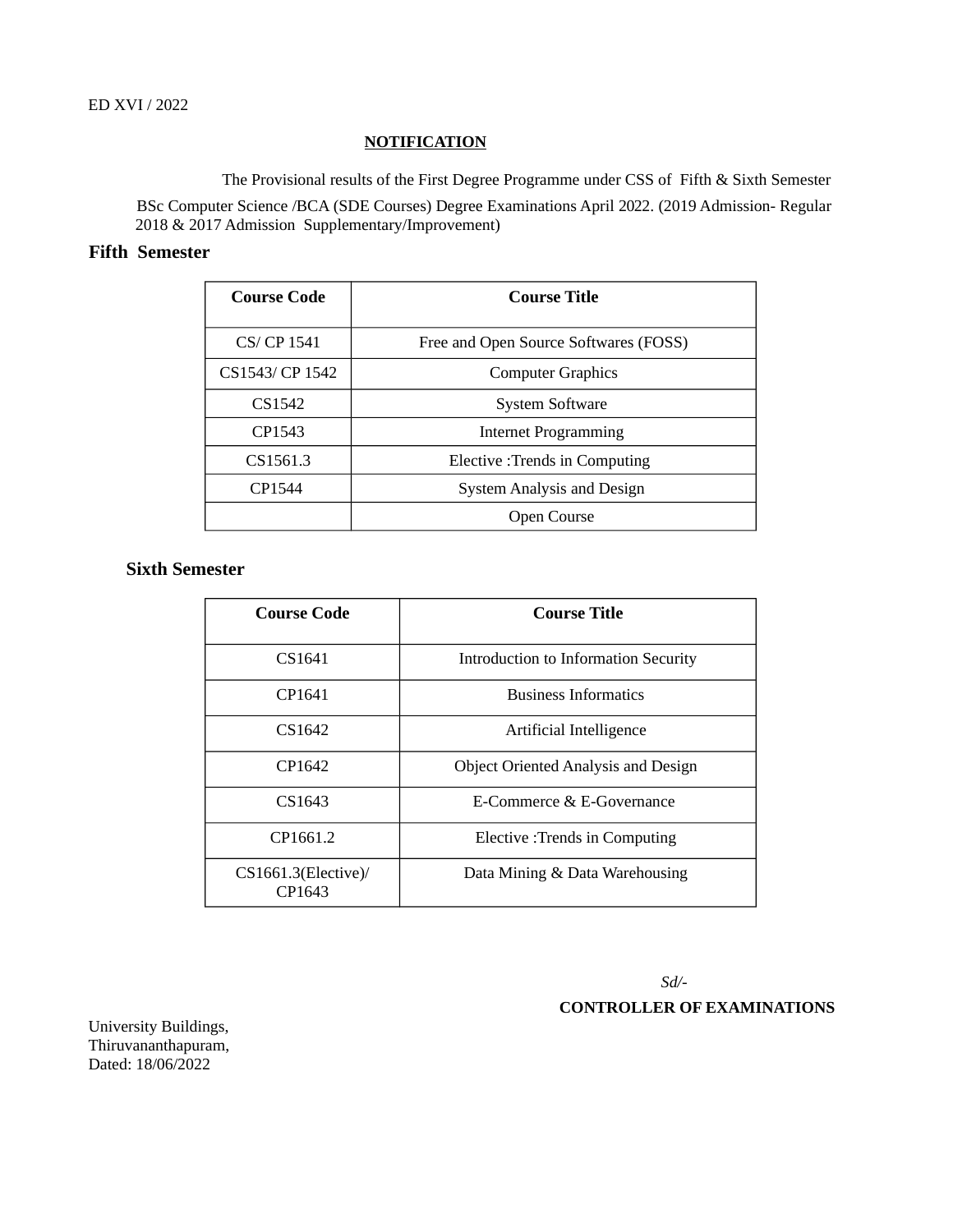ED XVI / 2022

**NOTIFICATION**

The Provisional results of the First Degree Programme under CSS of Fifth & Sixth Semester BSc Computer Science /BCA (SDE Courses) Degree Examinations April 2022. (2019 Admission- Regular 2018 & 2017 Admission Supplementary/Improvement)

## Fifth Semester

| Course Code | Course Title |
|---|---|
| CS/ CP 1541 | Free and Open Source Softwares (FOSS) |
| CS1543/ CP 1542 | Computer Graphics |
| CS1542 | System Software |
| CP1543 | Internet Programming |
| CS1561.3 | Elective :Trends in Computing |
| CP1544 | System Analysis and Design |
| | Open Course |

## Sixth Semester

| Course Code | Course Title |
|---|---|
| CS1641 | Introduction to Information Security |
| CP1641 | Business Informatics |
| CS1642 | Artificial Intelligence |
| CP1642 | Object Oriented Analysis and Design |
| CS1643 | E-Commerce & E-Governance |
| CP1661.2 | Elective :Trends in Computing |
| CS1661.3(Elective)/ CP1643 | Data Mining & Data Warehousing |

*Sd/-*

**CONTROLLER OF EXAMINATIONS**

University Buildings,
Thiruvananthapuram,
Dated: 18/06/2022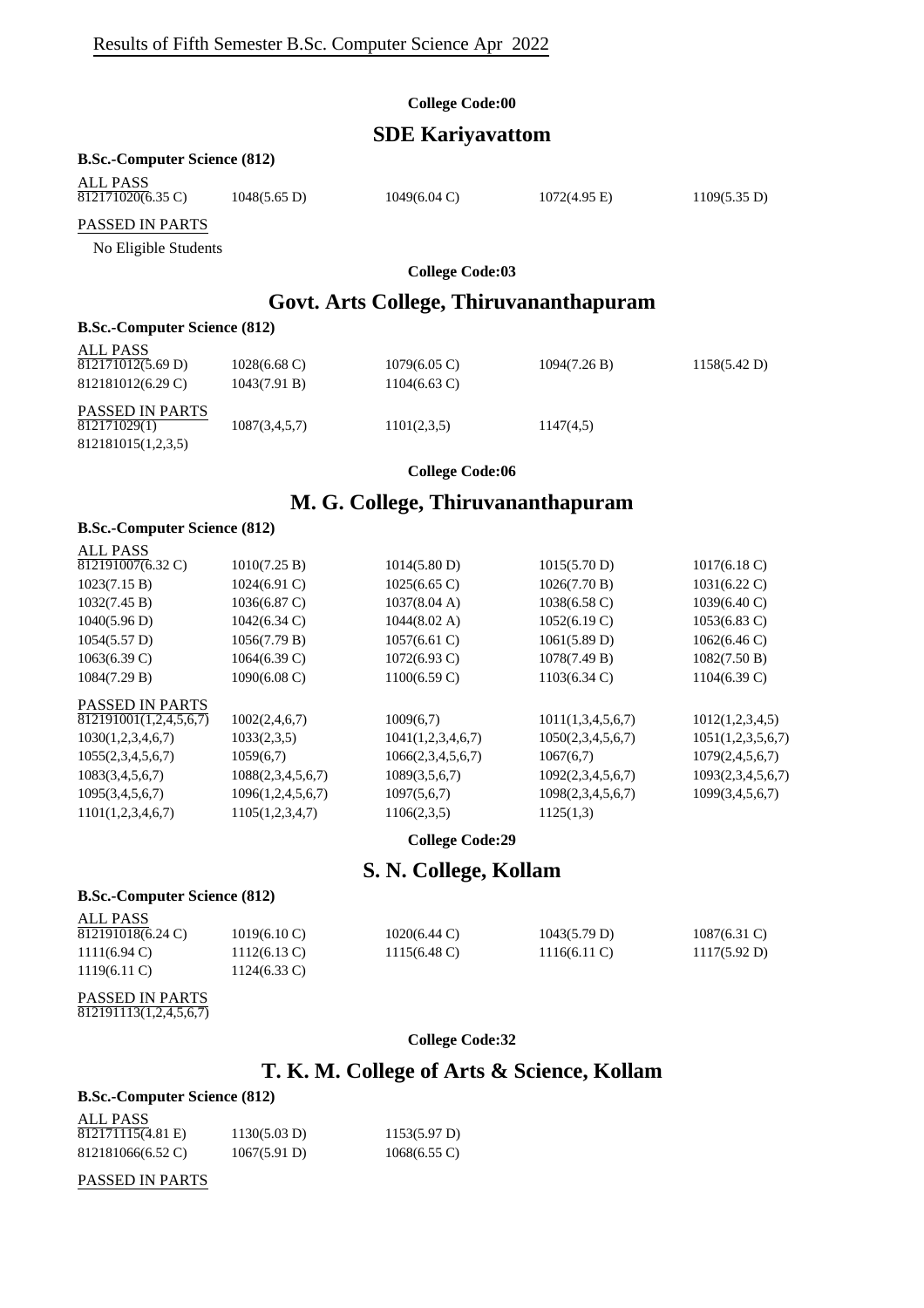# Results of Fifth Semester B.Sc. Computer Science Apr 2022

**College Code:00**

## SDE Kariyavattom

**B.Sc.-Computer Science (812)**

ALL PASS

| | | | | |
|---|---|---|---|---|
| 812171020(6.35 C) | 1048(5.65 D) | 1049(6.04 C) | 1072(4.95 E) | 1109(5.35 D) |

PASSED IN PARTS

No Eligible Students

**College Code:03**

## Govt. Arts College, Thiruvananthapuram

**B.Sc.-Computer Science (812)**

ALL PASS

| | | | | |
|---|---|---|---|---|
| 812171012(5.69 D) | 1028(6.68 C) | 1079(6.05 C) | 1094(7.26 B) | 1158(5.42 D) |
| 812181012(6.29 C) | 1043(7.91 B) | 1104(6.63 C) | | |

PASSED IN PARTS

| | | | | |
|---|---|---|---|---|
| 812171029(1) | 1087(3,4,5,7) | 1101(2,3,5) | 1147(4,5) | |
| 812181015(1,2,3,5) | | | | |

**College Code:06**

## M. G. College, Thiruvananthapuram

**B.Sc.-Computer Science (812)**

ALL PASS

| | | | | |
|---|---|---|---|---|
| 812191007(6.32 C) | 1010(7.25 B) | 1014(5.80 D) | 1015(5.70 D) | 1017(6.18 C) |
| 1023(7.15 B) | 1024(6.91 C) | 1025(6.65 C) | 1026(7.70 B) | 1031(6.22 C) |
| 1032(7.45 B) | 1036(6.87 C) | 1037(8.04 A) | 1038(6.58 C) | 1039(6.40 C) |
| 1040(5.96 D) | 1042(6.34 C) | 1044(8.02 A) | 1052(6.19 C) | 1053(6.83 C) |
| 1054(5.57 D) | 1056(7.79 B) | 1057(6.61 C) | 1061(5.89 D) | 1062(6.46 C) |
| 1063(6.39 C) | 1064(6.39 C) | 1072(6.93 C) | 1078(7.49 B) | 1082(7.50 B) |
| 1084(7.29 B) | 1090(6.08 C) | 1100(6.59 C) | 1103(6.34 C) | 1104(6.39 C) |

PASSED IN PARTS

| | | | | |
|---|---|---|---|---|
| 812191001(1,2,4,5,6,7) | 1002(2,4,6,7) | 1009(6,7) | 1011(1,3,4,5,6,7) | 1012(1,2,3,4,5) |
| 1030(1,2,3,4,6,7) | 1033(2,3,5) | 1041(1,2,3,4,6,7) | 1050(2,3,4,5,6,7) | 1051(1,2,3,5,6,7) |
| 1055(2,3,4,5,6,7) | 1059(6,7) | 1066(2,3,4,5,6,7) | 1067(6,7) | 1079(2,4,5,6,7) |
| 1083(3,4,5,6,7) | 1088(2,3,4,5,6,7) | 1089(3,5,6,7) | 1092(2,3,4,5,6,7) | 1093(2,3,4,5,6,7) |
| 1095(3,4,5,6,7) | 1096(1,2,4,5,6,7) | 1097(5,6,7) | 1098(2,3,4,5,6,7) | 1099(3,4,5,6,7) |
| 1101(1,2,3,4,6,7) | 1105(1,2,3,4,7) | 1106(2,3,5) | 1125(1,3) | |

**College Code:29**

## S. N. College, Kollam

**B.Sc.-Computer Science (812)**

ALL PASS

| | | | | |
|---|---|---|---|---|
| 812191018(6.24 C) | 1019(6.10 C) | 1020(6.44 C) | 1043(5.79 D) | 1087(6.31 C) |
| 1111(6.94 C) | 1112(6.13 C) | 1115(6.48 C) | 1116(6.11 C) | 1117(5.92 D) |
| 1119(6.11 C) | 1124(6.33 C) | | | |

PASSED IN PARTS

812191113(1,2,4,5,6,7)

**College Code:32**

## T. K. M. College of Arts & Science, Kollam

**B.Sc.-Computer Science (812)**

ALL PASS

| | | |
|---|---|---|
| 812171115(4.81 E) | 1130(5.03 D) | 1153(5.97 D) |
| 812181066(6.52 C) | 1067(5.91 D) | 1068(6.55 C) |

PASSED IN PARTS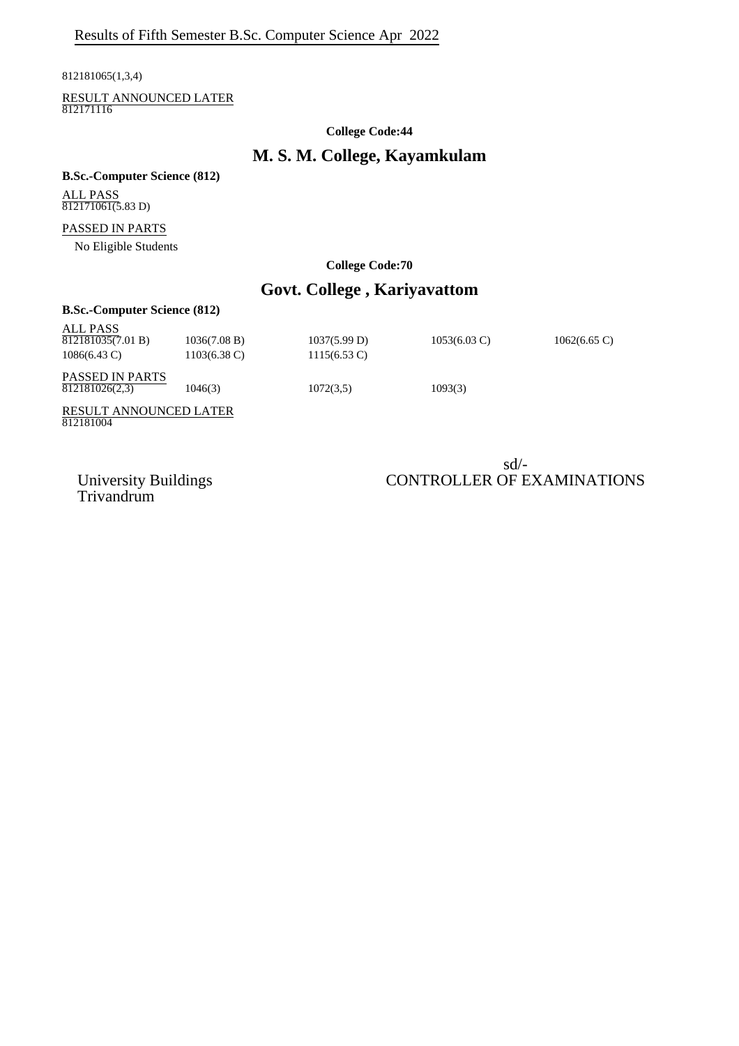812181065(1,3,4)

RESULT ANNOUNCED LATER

812171116

**College Code:44**

## M. S. M. College, Kayamkulam

**B.Sc.-Computer Science (812)**

ALL PASS

812171061(5.83 D)

PASSED IN PARTS

No Eligible Students

**College Code:70**

## Govt. College , Kariyavattom

**B.Sc.-Computer Science (812)**

ALL PASS

| | | | | |
|---|---|---|---|---|
| 812181035(7.01 B) | 1036(7.08 B) | 1037(5.99 D) | 1053(6.03 C) | 1062(6.65 C) |
| 1086(6.43 C) | 1103(6.38 C) | 1115(6.53 C) | | |

PASSED IN PARTS

| | | | |
|---|---|---|---|
| 812181026(2,3) | 1046(3) | 1072(3,5) | 1093(3) |

RESULT ANNOUNCED LATER

812181004

University Buildings
Trivandrum

sd/-
CONTROLLER OF EXAMINATIONS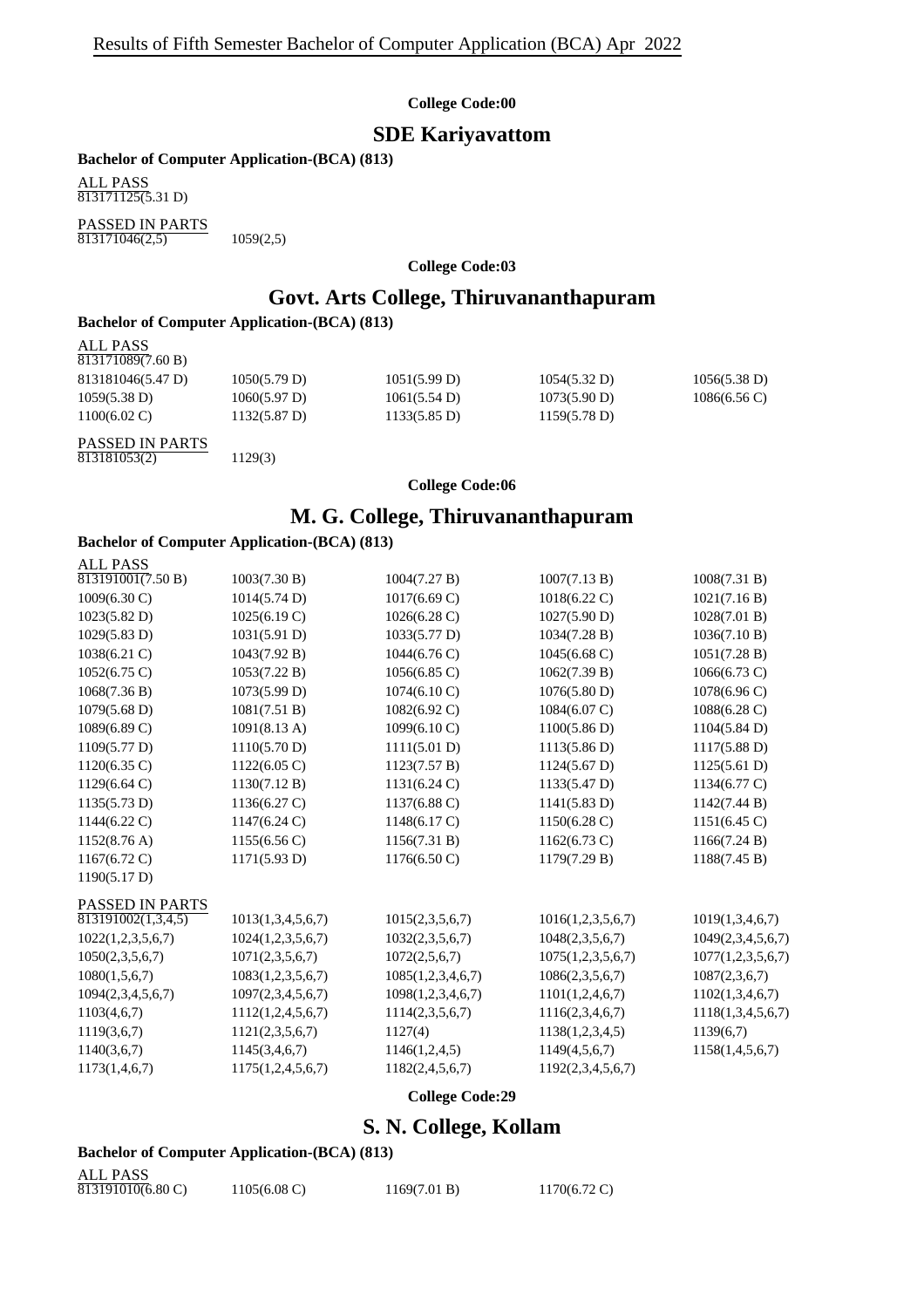Results of Fifth Semester Bachelor of Computer Application (BCA) Apr 2022

**College Code:00**

## SDE Kariyavattom

**Bachelor of Computer Application-(BCA) (813)**

ALL PASS

813171125(5.31 D)

PASSED IN PARTS

| | |
|---|---|
| 813171046(2,5) | 1059(2,5) |

**College Code:03**

## Govt. Arts College, Thiruvananthapuram

**Bachelor of Computer Application-(BCA) (813)**

ALL PASS

813171089(7.60 B)

| | | | | |
|---|---|---|---|---|
| 813181046(5.47 D) | 1050(5.79 D) | 1051(5.99 D) | 1054(5.32 D) | 1056(5.38 D) |
| 1059(5.38 D) | 1060(5.97 D) | 1061(5.54 D) | 1073(5.90 D) | 1086(6.56 C) |
| 1100(6.02 C) | 1132(5.87 D) | 1133(5.85 D) | 1159(5.78 D) | |

PASSED IN PARTS

| | |
|---|---|
| 813181053(2) | 1129(3) |

**College Code:06**

## M. G. College, Thiruvananthapuram

**Bachelor of Computer Application-(BCA) (813)**

ALL PASS

| | | | | |
|---|---|---|---|---|
| 813191001(7.50 B) | 1003(7.30 B) | 1004(7.27 B) | 1007(7.13 B) | 1008(7.31 B) |
| 1009(6.30 C) | 1014(5.74 D) | 1017(6.69 C) | 1018(6.22 C) | 1021(7.16 B) |
| 1023(5.82 D) | 1025(6.19 C) | 1026(6.28 C) | 1027(5.90 D) | 1028(7.01 B) |
| 1029(5.83 D) | 1031(5.91 D) | 1033(5.77 D) | 1034(7.28 B) | 1036(7.10 B) |
| 1038(6.21 C) | 1043(7.92 B) | 1044(6.76 C) | 1045(6.68 C) | 1051(7.28 B) |
| 1052(6.75 C) | 1053(7.22 B) | 1056(6.85 C) | 1062(7.39 B) | 1066(6.73 C) |
| 1068(7.36 B) | 1073(5.99 D) | 1074(6.10 C) | 1076(5.80 D) | 1078(6.96 C) |
| 1079(5.68 D) | 1081(7.51 B) | 1082(6.92 C) | 1084(6.07 C) | 1088(6.28 C) |
| 1089(6.89 C) | 1091(8.13 A) | 1099(6.10 C) | 1100(5.86 D) | 1104(5.84 D) |
| 1109(5.77 D) | 1110(5.70 D) | 1111(5.01 D) | 1113(5.86 D) | 1117(5.88 D) |
| 1120(6.35 C) | 1122(6.05 C) | 1123(7.57 B) | 1124(5.67 D) | 1125(5.61 D) |
| 1129(6.64 C) | 1130(7.12 B) | 1131(6.24 C) | 1133(5.47 D) | 1134(6.77 C) |
| 1135(5.73 D) | 1136(6.27 C) | 1137(6.88 C) | 1141(5.83 D) | 1142(7.44 B) |
| 1144(6.22 C) | 1147(6.24 C) | 1148(6.17 C) | 1150(6.28 C) | 1151(6.45 C) |
| 1152(8.76 A) | 1155(6.56 C) | 1156(7.31 B) | 1162(6.73 C) | 1166(7.24 B) |
| 1167(6.72 C) | 1171(5.93 D) | 1176(6.50 C) | 1179(7.29 B) | 1188(7.45 B) |
| 1190(5.17 D) | | | | |

PASSED IN PARTS

| | | | | |
|---|---|---|---|---|
| 813191002(1,3,4,5) | 1013(1,3,4,5,6,7) | 1015(2,3,5,6,7) | 1016(1,2,3,5,6,7) | 1019(1,3,4,6,7) |
| 1022(1,2,3,5,6,7) | 1024(1,2,3,5,6,7) | 1032(2,3,5,6,7) | 1048(2,3,5,6,7) | 1049(2,3,4,5,6,7) |
| 1050(2,3,5,6,7) | 1071(2,3,5,6,7) | 1072(2,5,6,7) | 1075(1,2,3,5,6,7) | 1077(1,2,3,5,6,7) |
| 1080(1,5,6,7) | 1083(1,2,3,5,6,7) | 1085(1,2,3,4,6,7) | 1086(2,3,5,6,7) | 1087(2,3,6,7) |
| 1094(2,3,4,5,6,7) | 1097(2,3,4,5,6,7) | 1098(1,2,3,4,6,7) | 1101(1,2,4,6,7) | 1102(1,3,4,6,7) |
| 1103(4,6,7) | 1112(1,2,4,5,6,7) | 1114(2,3,5,6,7) | 1116(2,3,4,6,7) | 1118(1,3,4,5,6,7) |
| 1119(3,6,7) | 1121(2,3,5,6,7) | 1127(4) | 1138(1,2,3,4,5) | 1139(6,7) |
| 1140(3,6,7) | 1145(3,4,6,7) | 1146(1,2,4,5) | 1149(4,5,6,7) | 1158(1,4,5,6,7) |
| 1173(1,4,6,7) | 1175(1,2,4,5,6,7) | 1182(2,4,5,6,7) | 1192(2,3,4,5,6,7) | |

**College Code:29**

## S. N. College, Kollam

**Bachelor of Computer Application-(BCA) (813)**

ALL PASS

| | | | |
|---|---|---|---|
| 813191010(6.80 C) | 1105(6.08 C) | 1169(7.01 B) | 1170(6.72 C) |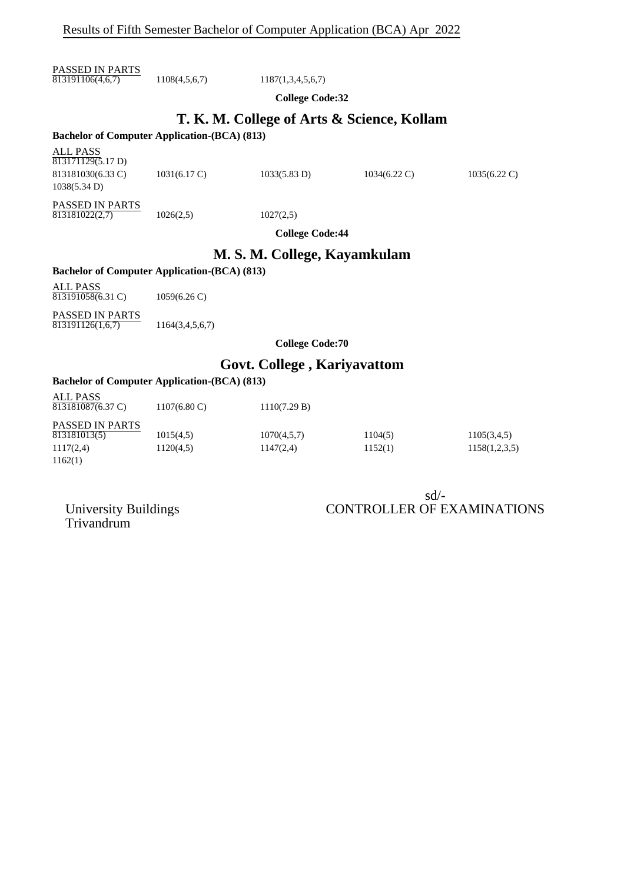PASSED IN PARTS

| | | |
|---|---|---|
| 813191106(4,6,7) | 1108(4,5,6,7) | 1187(1,3,4,5,6,7) |

**College Code:32**

## T. K. M. College of Arts & Science, Kollam

**Bachelor of Computer Application-(BCA) (813)**

ALL PASS

| | | | | |
|---|---|---|---|---|
| 813171129(5.17 D) | | | | |
| 813181030(6.33 C) | 1031(6.17 C) | 1033(5.83 D) | 1034(6.22 C) | 1035(6.22 C) |
| 1038(5.34 D) | | | | |

PASSED IN PARTS

| | | |
|---|---|---|
| 813181022(2,7) | 1026(2,5) | 1027(2,5) |

**College Code:44**

## M. S. M. College, Kayamkulam

**Bachelor of Computer Application-(BCA) (813)**

ALL PASS

| | |
|---|---|
| 813191058(6.31 C) | 1059(6.26 C) |

PASSED IN PARTS

| | |
|---|---|
| 813191126(1,6,7) | 1164(3,4,5,6,7) |

**College Code:70**

## Govt. College , Kariyavattom

**Bachelor of Computer Application-(BCA) (813)**

ALL PASS

| | | |
|---|---|---|
| 813181087(6.37 C) | 1107(6.80 C) | 1110(7.29 B) |

PASSED IN PARTS

| | | | | |
|---|---|---|---|---|
| 813181013(5) | 1015(4,5) | 1070(4,5,7) | 1104(5) | 1105(3,4,5) |
| 1117(2,4) | 1120(4,5) | 1147(2,4) | 1152(1) | 1158(1,2,3,5) |
| 1162(1) | | | | |

sd/-

CONTROLLER OF EXAMINATIONS

University Buildings
Trivandrum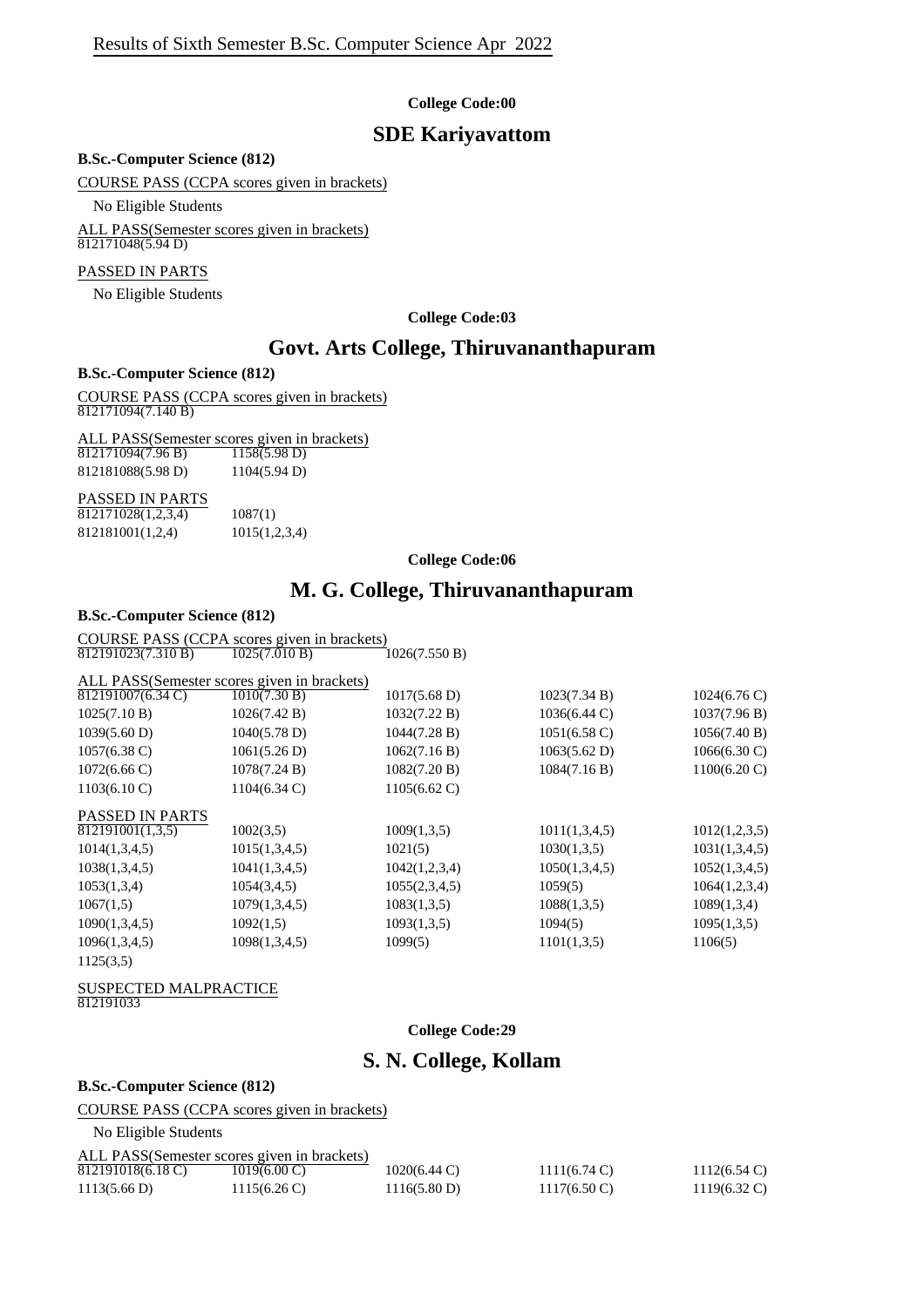Results of Sixth Semester B.Sc. Computer Science Apr 2022

**College Code:00**

## SDE Kariyavattom

**B.Sc.-Computer Science (812)**

COURSE PASS (CCPA scores given in brackets)

No Eligible Students

ALL PASS(Semester scores given in brackets)

812171048(5.94 D)

PASSED IN PARTS

No Eligible Students

**College Code:03**

## Govt. Arts College, Thiruvananthapuram

**B.Sc.-Computer Science (812)**

COURSE PASS (CCPA scores given in brackets)

812171094(7.140 B)

ALL PASS(Semester scores given in brackets)

| | |
|---|---|
| 812171094(7.96 B) | 1158(5.98 D) |
| 812181088(5.98 D) | 1104(5.94 D) |

PASSED IN PARTS

| | |
|---|---|
| 812171028(1,2,3,4) | 1087(1) |
| 812181001(1,2,4) | 1015(1,2,3,4) |

**College Code:06**

## M. G. College, Thiruvananthapuram

**B.Sc.-Computer Science (812)**

COURSE PASS (CCPA scores given in brackets)

| | | |
|---|---|---|
| 812191023(7.310 B) | 1025(7.010 B) | 1026(7.550 B) |

ALL PASS(Semester scores given in brackets)

| | | | | |
|---|---|---|---|---|
| 812191007(6.34 C) | 1010(7.30 B) | 1017(5.68 D) | 1023(7.34 B) | 1024(6.76 C) |
| 1025(7.10 B) | 1026(7.42 B) | 1032(7.22 B) | 1036(6.44 C) | 1037(7.96 B) |
| 1039(5.60 D) | 1040(5.78 D) | 1044(7.28 B) | 1051(6.58 C) | 1056(7.40 B) |
| 1057(6.38 C) | 1061(5.26 D) | 1062(7.16 B) | 1063(5.62 D) | 1066(6.30 C) |
| 1072(6.66 C) | 1078(7.24 B) | 1082(7.20 B) | 1084(7.16 B) | 1100(6.20 C) |
| 1103(6.10 C) | 1104(6.34 C) | 1105(6.62 C) | | |

PASSED IN PARTS

| | | | | |
|---|---|---|---|---|
| 812191001(1,3,5) | 1002(3,5) | 1009(1,3,5) | 1011(1,3,4,5) | 1012(1,2,3,5) |
| 1014(1,3,4,5) | 1015(1,3,4,5) | 1021(5) | 1030(1,3,5) | 1031(1,3,4,5) |
| 1038(1,3,4,5) | 1041(1,3,4,5) | 1042(1,2,3,4) | 1050(1,3,4,5) | 1052(1,3,4,5) |
| 1053(1,3,4) | 1054(3,4,5) | 1055(2,3,4,5) | 1059(5) | 1064(1,2,3,4) |
| 1067(1,5) | 1079(1,3,4,5) | 1083(1,3,5) | 1088(1,3,5) | 1089(1,3,4) |
| 1090(1,3,4,5) | 1092(1,5) | 1093(1,3,5) | 1094(5) | 1095(1,3,5) |
| 1096(1,3,4,5) | 1098(1,3,4,5) | 1099(5) | 1101(1,3,5) | 1106(5) |
| 1125(3,5) | | | | |

SUSPECTED MALPRACTICE

812191033

**College Code:29**

## S. N. College, Kollam

**B.Sc.-Computer Science (812)**

COURSE PASS (CCPA scores given in brackets)

No Eligible Students

ALL PASS(Semester scores given in brackets)

| | | | | |
|---|---|---|---|---|
| 812191018(6.18 C) | 1019(6.00 C) | 1020(6.44 C) | 1111(6.74 C) | 1112(6.54 C) |
| 1113(5.66 D) | 1115(6.26 C) | 1116(5.80 D) | 1117(6.50 C) | 1119(6.32 C) |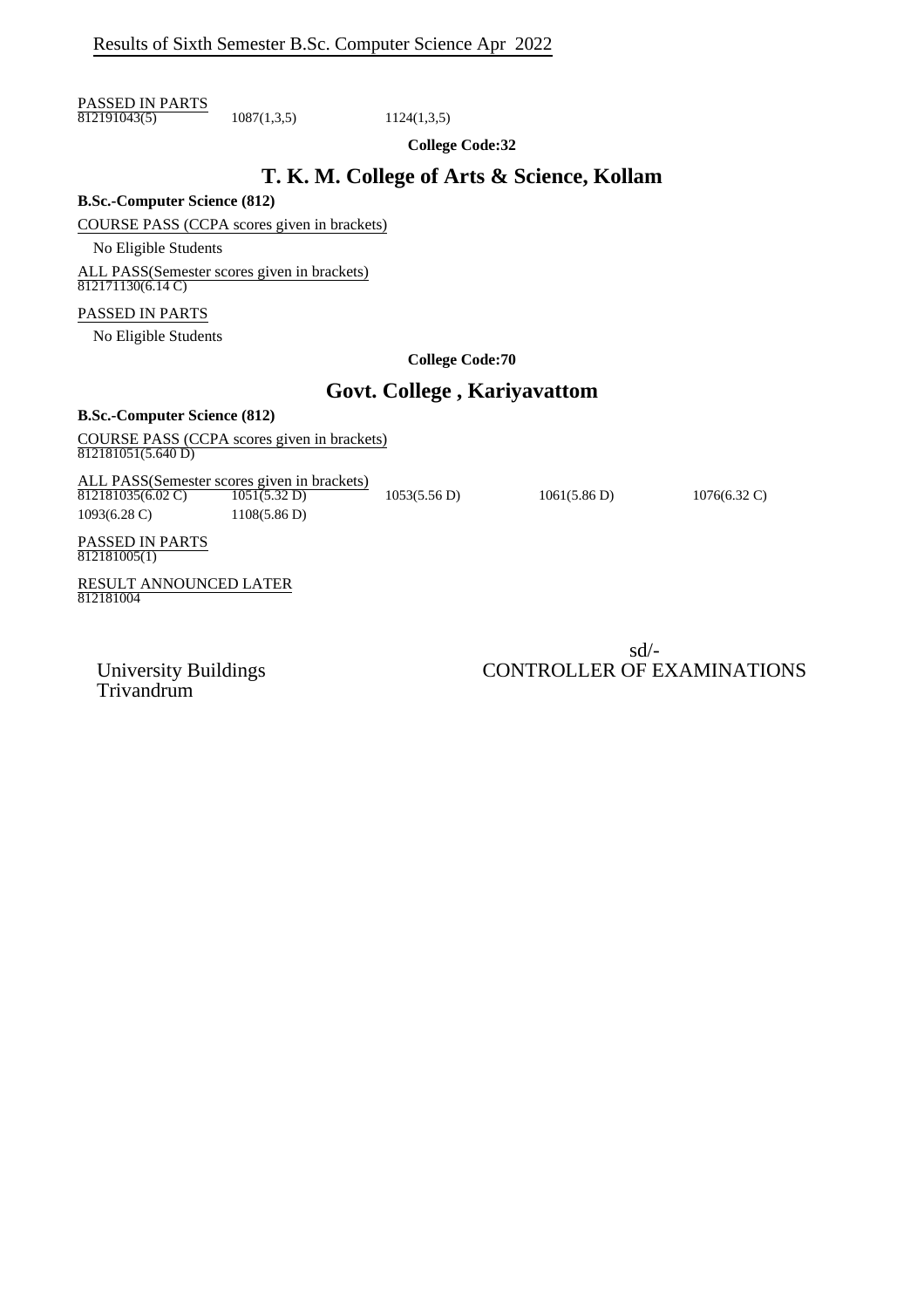PASSED IN PARTS

812191043(5) 1087(1,3,5) 1124(1,3,5)

**College Code:32**

## T. K. M. College of Arts & Science, Kollam

**B.Sc.-Computer Science (812)**

COURSE PASS (CCPA scores given in brackets)

No Eligible Students

ALL PASS(Semester scores given in brackets)

812171130(6.14 C)

PASSED IN PARTS

No Eligible Students

**College Code:70**

## Govt. College , Kariyavattom

**B.Sc.-Computer Science (812)**

COURSE PASS (CCPA scores given in brackets)

812181051(5.640 D)

ALL PASS(Semester scores given in brackets)

812181035(6.02 C) 1051(5.32 D) 1053(5.56 D) 1061(5.86 D) 1076(6.32 C)
1093(6.28 C) 1108(5.86 D)

PASSED IN PARTS

812181005(1)

RESULT ANNOUNCED LATER

812181004

sd/-

University Buildings
Trivandrum

CONTROLLER OF EXAMINATIONS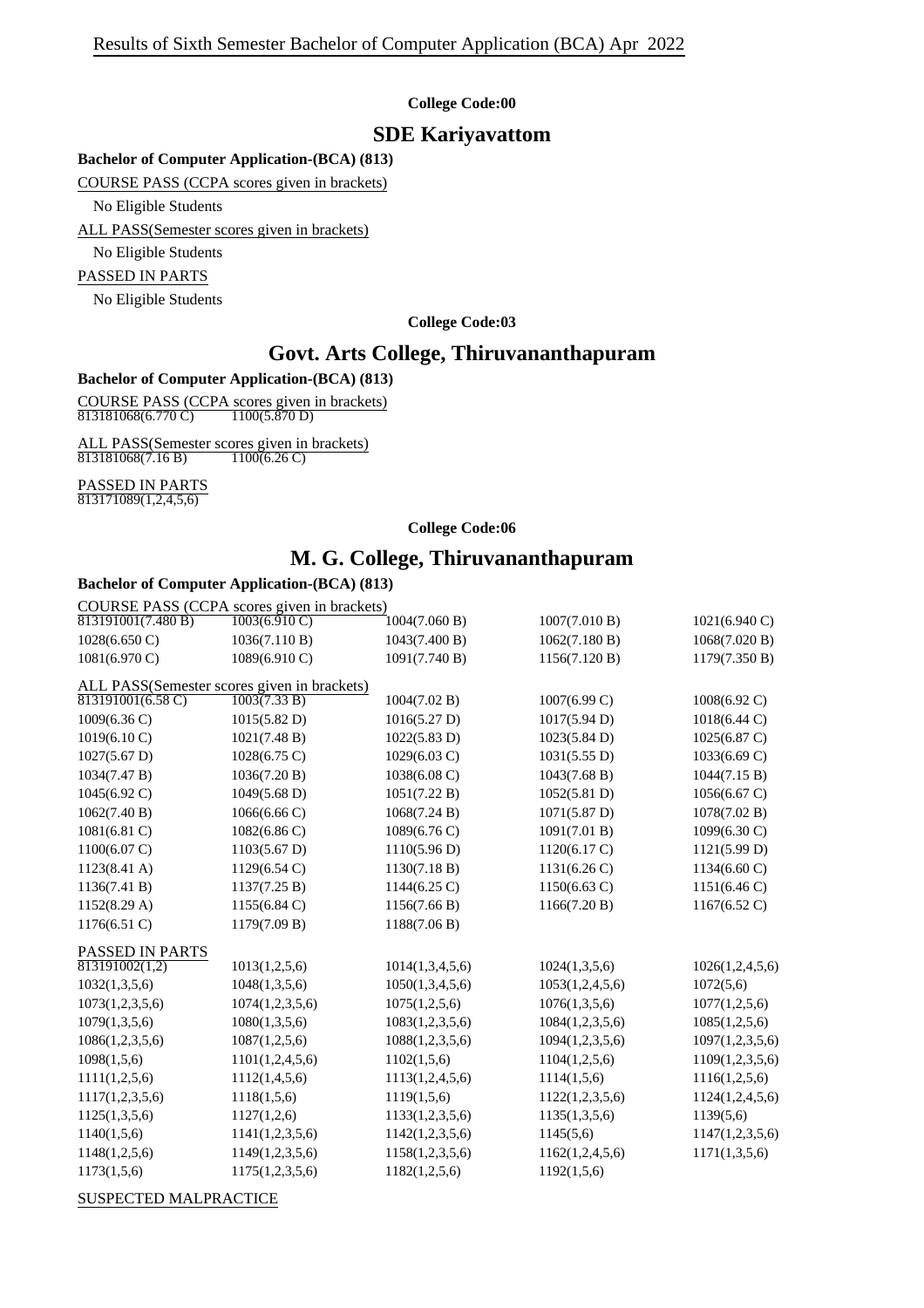Results of Sixth Semester Bachelor of Computer Application (BCA) Apr 2022

**College Code:00**

## SDE Kariyavattom

**Bachelor of Computer Application-(BCA) (813)**

COURSE PASS (CCPA scores given in brackets)

No Eligible Students

ALL PASS(Semester scores given in brackets)

No Eligible Students

PASSED IN PARTS

No Eligible Students

**College Code:03**

## Govt. Arts College, Thiruvananthapuram

**Bachelor of Computer Application-(BCA) (813)**

COURSE PASS (CCPA scores given in brackets)

| | |
|---|---|
| 813181068(6.770 C) | 1100(5.870 D) |

ALL PASS(Semester scores given in brackets)

| | |
|---|---|
| 813181068(7.16 B) | 1100(6.26 C) |

PASSED IN PARTS

813171089(1,2,4,5,6)

**College Code:06**

## M. G. College, Thiruvananthapuram

**Bachelor of Computer Application-(BCA) (813)**

COURSE PASS (CCPA scores given in brackets)

| | | | | |
|---|---|---|---|---|
| 813191001(7.480 B) | 1003(6.910 C) | 1004(7.060 B) | 1007(7.010 B) | 1021(6.940 C) |
| 1028(6.650 C) | 1036(7.110 B) | 1043(7.400 B) | 1062(7.180 B) | 1068(7.020 B) |
| 1081(6.970 C) | 1089(6.910 C) | 1091(7.740 B) | 1156(7.120 B) | 1179(7.350 B) |

ALL PASS(Semester scores given in brackets)

| | | | | |
|---|---|---|---|---|
| 813191001(6.58 C) | 1003(7.33 B) | 1004(7.02 B) | 1007(6.99 C) | 1008(6.92 C) |
| 1009(6.36 C) | 1015(5.82 D) | 1016(5.27 D) | 1017(5.94 D) | 1018(6.44 C) |
| 1019(6.10 C) | 1021(7.48 B) | 1022(5.83 D) | 1023(5.84 D) | 1025(6.87 C) |
| 1027(5.67 D) | 1028(6.75 C) | 1029(6.03 C) | 1031(5.55 D) | 1033(6.69 C) |
| 1034(7.47 B) | 1036(7.20 B) | 1038(6.08 C) | 1043(7.68 B) | 1044(7.15 B) |
| 1045(6.92 C) | 1049(5.68 D) | 1051(7.22 B) | 1052(5.81 D) | 1056(6.67 C) |
| 1062(7.40 B) | 1066(6.66 C) | 1068(7.24 B) | 1071(5.87 D) | 1078(7.02 B) |
| 1081(6.81 C) | 1082(6.86 C) | 1089(6.76 C) | 1091(7.01 B) | 1099(6.30 C) |
| 1100(6.07 C) | 1103(5.67 D) | 1110(5.96 D) | 1120(6.17 C) | 1121(5.99 D) |
| 1123(8.41 A) | 1129(6.54 C) | 1130(7.18 B) | 1131(6.26 C) | 1134(6.60 C) |
| 1136(7.41 B) | 1137(7.25 B) | 1144(6.25 C) | 1150(6.63 C) | 1151(6.46 C) |
| 1152(8.29 A) | 1155(6.84 C) | 1156(7.66 B) | 1166(7.20 B) | 1167(6.52 C) |
| 1176(6.51 C) | 1179(7.09 B) | 1188(7.06 B) | | |

PASSED IN PARTS

| | | | | |
|---|---|---|---|---|
| 813191002(1,2) | 1013(1,2,5,6) | 1014(1,3,4,5,6) | 1024(1,3,5,6) | 1026(1,2,4,5,6) |
| 1032(1,3,5,6) | 1048(1,3,5,6) | 1050(1,3,4,5,6) | 1053(1,2,4,5,6) | 1072(5,6) |
| 1073(1,2,3,5,6) | 1074(1,2,3,5,6) | 1075(1,2,5,6) | 1076(1,3,5,6) | 1077(1,2,5,6) |
| 1079(1,3,5,6) | 1080(1,3,5,6) | 1083(1,2,3,5,6) | 1084(1,2,3,5,6) | 1085(1,2,5,6) |
| 1086(1,2,3,5,6) | 1087(1,2,5,6) | 1088(1,2,3,5,6) | 1094(1,2,3,5,6) | 1097(1,2,3,5,6) |
| 1098(1,5,6) | 1101(1,2,4,5,6) | 1102(1,5,6) | 1104(1,2,5,6) | 1109(1,2,3,5,6) |
| 1111(1,2,5,6) | 1112(1,4,5,6) | 1113(1,2,4,5,6) | 1114(1,5,6) | 1116(1,2,5,6) |
| 1117(1,2,3,5,6) | 1118(1,5,6) | 1119(1,5,6) | 1122(1,2,3,5,6) | 1124(1,2,4,5,6) |
| 1125(1,3,5,6) | 1127(1,2,6) | 1133(1,2,3,5,6) | 1135(1,3,5,6) | 1139(5,6) |
| 1140(1,5,6) | 1141(1,2,3,5,6) | 1142(1,2,3,5,6) | 1145(5,6) | 1147(1,2,3,5,6) |
| 1148(1,2,5,6) | 1149(1,2,3,5,6) | 1158(1,2,3,5,6) | 1162(1,2,4,5,6) | 1171(1,3,5,6) |
| 1173(1,5,6) | 1175(1,2,3,5,6) | 1182(1,2,5,6) | 1192(1,5,6) | |

SUSPECTED MALPRACTICE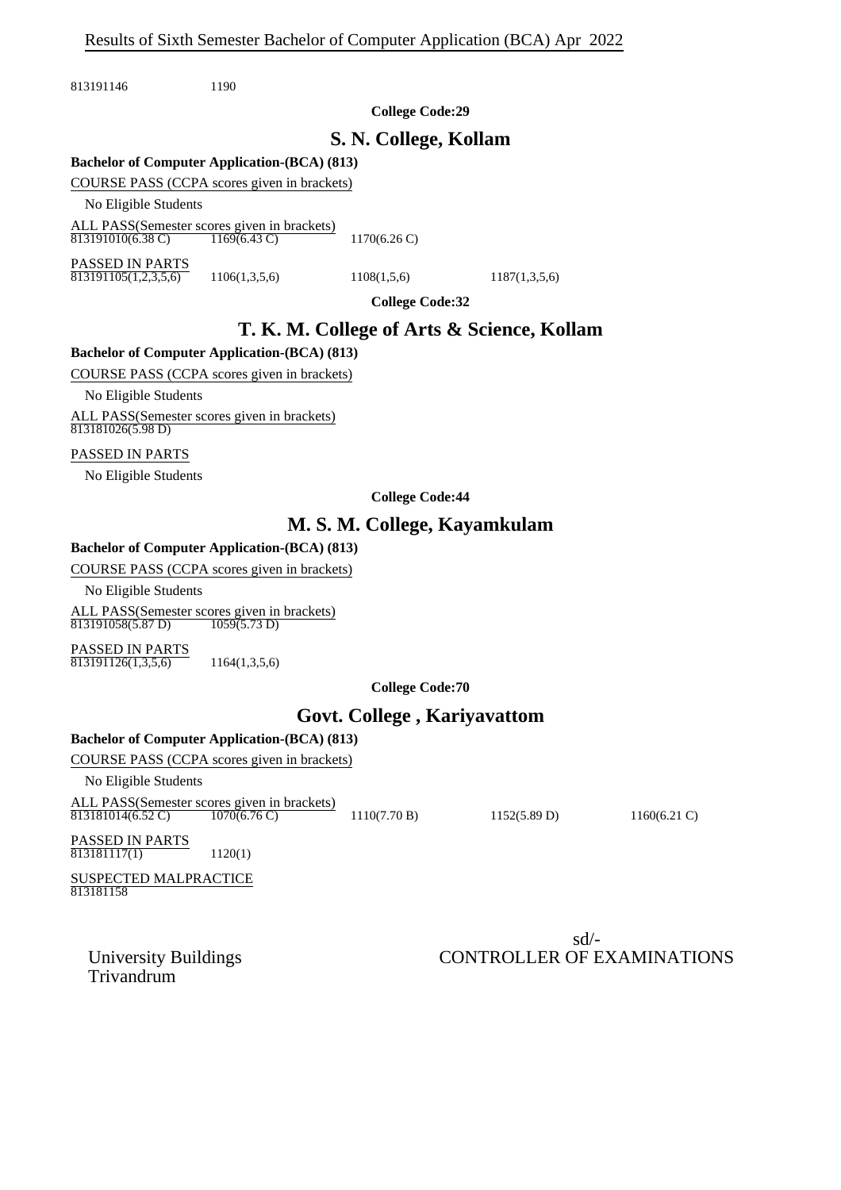813191146 1190

**College Code:29**

## S. N. College, Kollam

**Bachelor of Computer Application-(BCA) (813)**

COURSE PASS (CCPA scores given in brackets)

No Eligible Students

ALL PASS(Semester scores given in brackets)

813191010(6.38 C) 1169(6.43 C) 1170(6.26 C)

PASSED IN PARTS

813191105(1,2,3,5,6) 1106(1,3,5,6) 1108(1,5,6) 1187(1,3,5,6)

**College Code:32**

## T. K. M. College of Arts & Science, Kollam

**Bachelor of Computer Application-(BCA) (813)**

COURSE PASS (CCPA scores given in brackets)

No Eligible Students

ALL PASS(Semester scores given in brackets)

813181026(5.98 D)

PASSED IN PARTS

No Eligible Students

**College Code:44**

## M. S. M. College, Kayamkulam

**Bachelor of Computer Application-(BCA) (813)**

COURSE PASS (CCPA scores given in brackets)

No Eligible Students

ALL PASS(Semester scores given in brackets)

813191058(5.87 D) 1059(5.73 D)

PASSED IN PARTS

813191126(1,3,5,6) 1164(1,3,5,6)

**College Code:70**

## Govt. College , Kariyavattom

**Bachelor of Computer Application-(BCA) (813)**

COURSE PASS (CCPA scores given in brackets)

No Eligible Students

ALL PASS(Semester scores given in brackets)

813181014(6.52 C) 1070(6.76 C) 1110(7.70 B) 1152(5.89 D) 1160(6.21 C)

PASSED IN PARTS

813181117(1) 1120(1)

SUSPECTED MALPRACTICE

813181158

sd/-

CONTROLLER OF EXAMINATIONS

University Buildings
Trivandrum